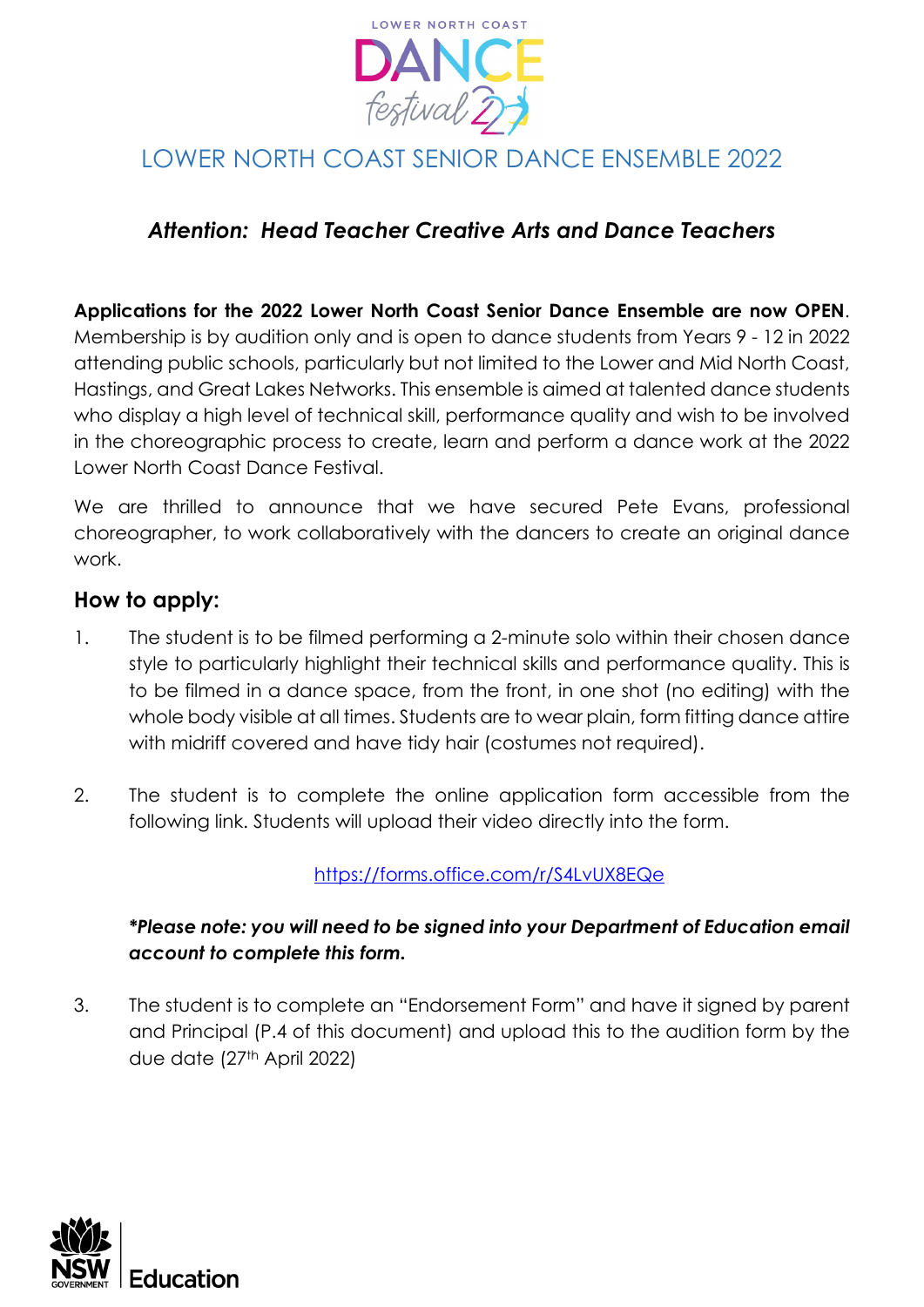# LOWER NORTH COAST SENIOR DANCE ENSEMBLE 2022

***Attention: Head Teacher Creative Arts and Dance Teachers***

**Applications for the 2022 Lower North Coast Senior Dance Ensemble are now OPEN**. Membership is by audition only and is open to dance students from Years 9 - 12 in 2022 attending public schools, particularly but not limited to the Lower and Mid North Coast, Hastings, and Great Lakes Networks. This ensemble is aimed at talented dance students who display a high level of technical skill, performance quality and wish to be involved in the choreographic process to create, learn and perform a dance work at the 2022 Lower North Coast Dance Festival.

We are thrilled to announce that we have secured Pete Evans, professional choreographer, to work collaboratively with the dancers to create an original dance work.

## How to apply:

1. The student is to be filmed performing a 2-minute solo within their chosen dance style to particularly highlight their technical skills and performance quality. This is to be filmed in a dance space, from the front, in one shot (no editing) with the whole body visible at all times. Students are to wear plain, form fitting dance attire with midriff covered and have tidy hair (costumes not required).

2. The student is to complete the online application form accessible from the following link. Students will upload their video directly into the form.

   https://forms.office.com/r/S4LvUX8EQe

   ***\*Please note: you will need to be signed into your Department of Education email account to complete this form.***

3. The student is to complete an "Endorsement Form" and have it signed by parent and Principal (P.4 of this document) and upload this to the audition form by the due date (27th April 2022)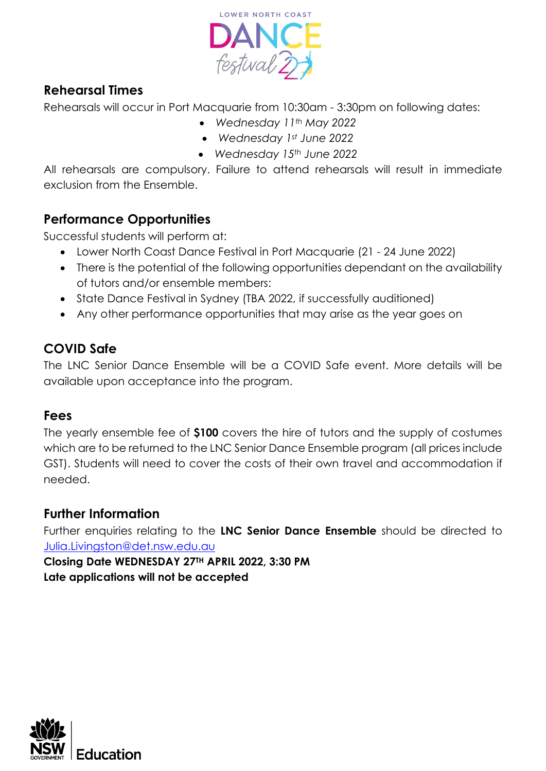## Rehearsal Times

Rehearsals will occur in Port Macquarie from 10:30am - 3:30pm on following dates:

- *Wednesday 11th May 2022*
- *Wednesday 1st June 2022*
- *Wednesday 15th June 2022*

All rehearsals are compulsory. Failure to attend rehearsals will result in immediate exclusion from the Ensemble.

## Performance Opportunities

Successful students will perform at:

- Lower North Coast Dance Festival in Port Macquarie (21 - 24 June 2022)
- There is the potential of the following opportunities dependant on the availability of tutors and/or ensemble members:
- State Dance Festival in Sydney (TBA 2022, if successfully auditioned)
- Any other performance opportunities that may arise as the year goes on

## COVID Safe

The LNC Senior Dance Ensemble will be a COVID Safe event. More details will be available upon acceptance into the program.

## Fees

The yearly ensemble fee of **$100** covers the hire of tutors and the supply of costumes which are to be returned to the LNC Senior Dance Ensemble program (all prices include GST). Students will need to cover the costs of their own travel and accommodation if needed.

## Further Information

Further enquiries relating to the **LNC Senior Dance Ensemble** should be directed to Julia.Livingston@det.nsw.edu.au

**Closing Date WEDNESDAY 27TH APRIL 2022, 3:30 PM**

**Late applications will not be accepted**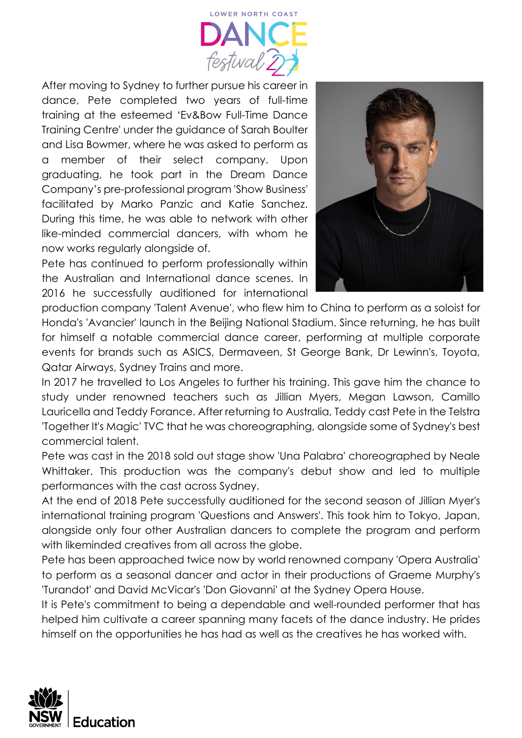After moving to Sydney to further pursue his career in dance, Pete completed two years of full-time training at the esteemed 'Ev&Bow Full-Time Dance Training Centre' under the guidance of Sarah Boulter and Lisa Bowmer, where he was asked to perform as a member of their select company. Upon graduating, he took part in the Dream Dance Company's pre-professional program 'Show Business' facilitated by Marko Panzic and Katie Sanchez. During this time, he was able to network with other like-minded commercial dancers, with whom he now works regularly alongside of.

Pete has continued to perform professionally within the Australian and International dance scenes. In 2016 he successfully auditioned for international production company 'Talent Avenue', who flew him to China to perform as a soloist for Honda's 'Avancier' launch in the Beijing National Stadium. Since returning, he has built for himself a notable commercial dance career, performing at multiple corporate events for brands such as ASICS, Dermaveen, St George Bank, Dr Lewinn's, Toyota, Qatar Airways, Sydney Trains and more.

In 2017 he travelled to Los Angeles to further his training. This gave him the chance to study under renowned teachers such as Jillian Myers, Megan Lawson, Camillo Lauricella and Teddy Forance. After returning to Australia, Teddy cast Pete in the Telstra 'Together It's Magic' TVC that he was choreographing, alongside some of Sydney's best commercial talent.

Pete was cast in the 2018 sold out stage show 'Una Palabra' choreographed by Neale Whittaker. This production was the company's debut show and led to multiple performances with the cast across Sydney.

At the end of 2018 Pete successfully auditioned for the second season of Jillian Myer's international training program 'Questions and Answers'. This took him to Tokyo, Japan, alongside only four other Australian dancers to complete the program and perform with likeminded creatives from all across the globe.

Pete has been approached twice now by world renowned company 'Opera Australia' to perform as a seasonal dancer and actor in their productions of Graeme Murphy's 'Turandot' and David McVicar's 'Don Giovanni' at the Sydney Opera House.

It is Pete's commitment to being a dependable and well-rounded performer that has helped him cultivate a career spanning many facets of the dance industry. He prides himself on the opportunities he has had as well as the creatives he has worked with.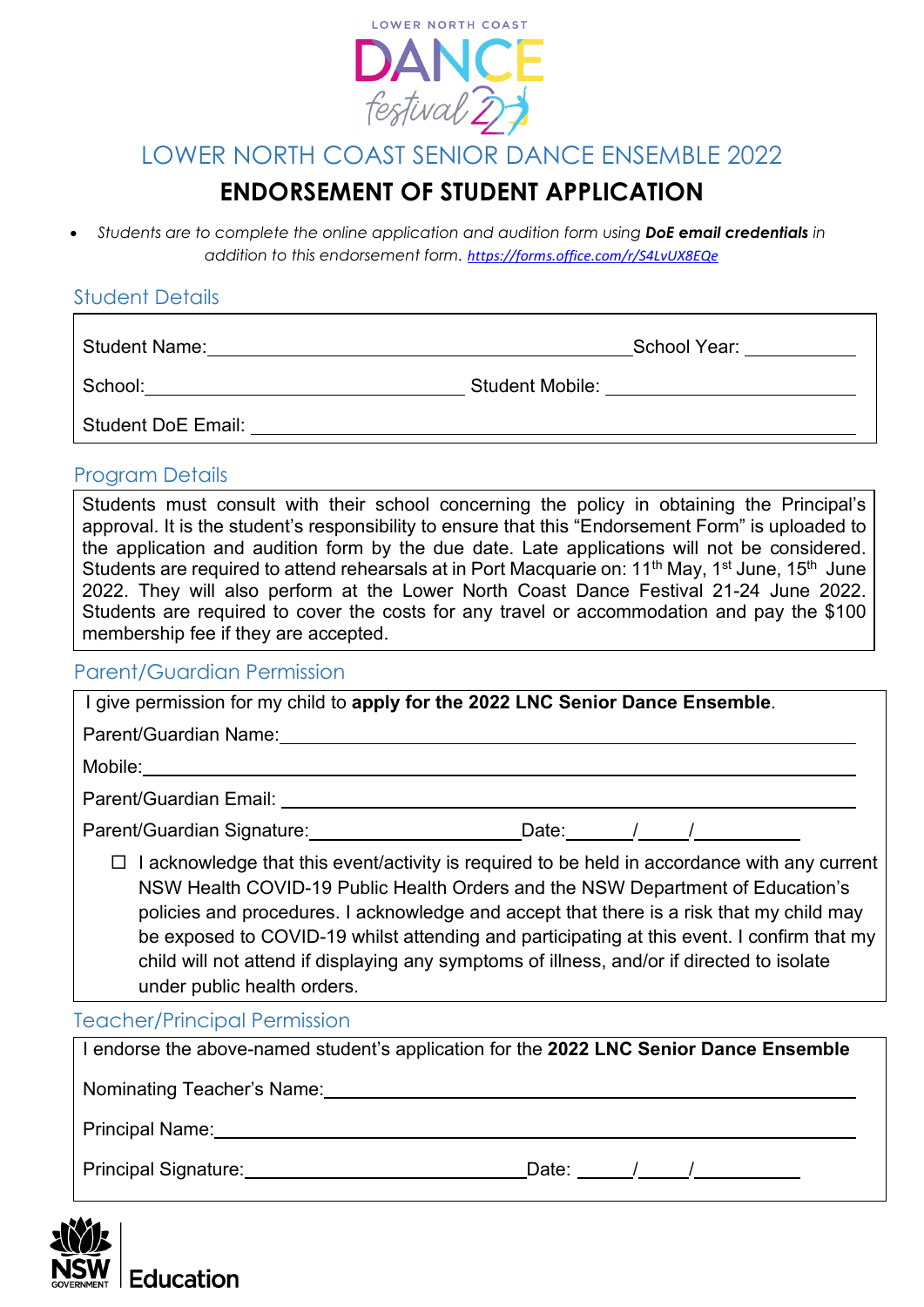LOWER NORTH COAST

DANCE festival 22

# LOWER NORTH COAST SENIOR DANCE ENSEMBLE 2022

## ENDORSEMENT OF STUDENT APPLICATION

- *Students are to complete the online application and audition form using **DoE email credentials** in addition to this endorsement form.* [*https://forms.office.com/r/S4LvUX8EQe*](https://forms.office.com/r/S4LvUX8EQe)

### Student Details

Student Name: ______________________________ School Year: __________

School: ______________________________ Student Mobile: ______________________________

Student DoE Email: ______________________________

### Program Details

Students must consult with their school concerning the policy in obtaining the Principal's approval. It is the student's responsibility to ensure that this "Endorsement Form" is uploaded to the application and audition form by the due date. Late applications will not be considered. Students are required to attend rehearsals at in Port Macquarie on: 11th May, 1st June, 15th June 2022. They will also perform at the Lower North Coast Dance Festival 21-24 June 2022. Students are required to cover the costs for any travel or accommodation and pay the $100 membership fee if they are accepted.

### Parent/Guardian Permission

I give permission for my child to **apply for the 2022 LNC Senior Dance Ensemble**.

Parent/Guardian Name: ______________________________

Mobile: ______________________________

Parent/Guardian Email: ______________________________

Parent/Guardian Signature: ______________________________ Date: ____/____/________

☐ I acknowledge that this event/activity is required to be held in accordance with any current NSW Health COVID-19 Public Health Orders and the NSW Department of Education's policies and procedures. I acknowledge and accept that there is a risk that my child may be exposed to COVID-19 whilst attending and participating at this event. I confirm that my child will not attend if displaying any symptoms of illness, and/or if directed to isolate under public health orders.

### Teacher/Principal Permission

I endorse the above-named student's application for the **2022 LNC Senior Dance Ensemble**

Nominating Teacher's Name: ______________________________

Principal Name: ______________________________

Principal Signature: ______________________________ Date: ____/____/________

NSW GOVERNMENT | Education